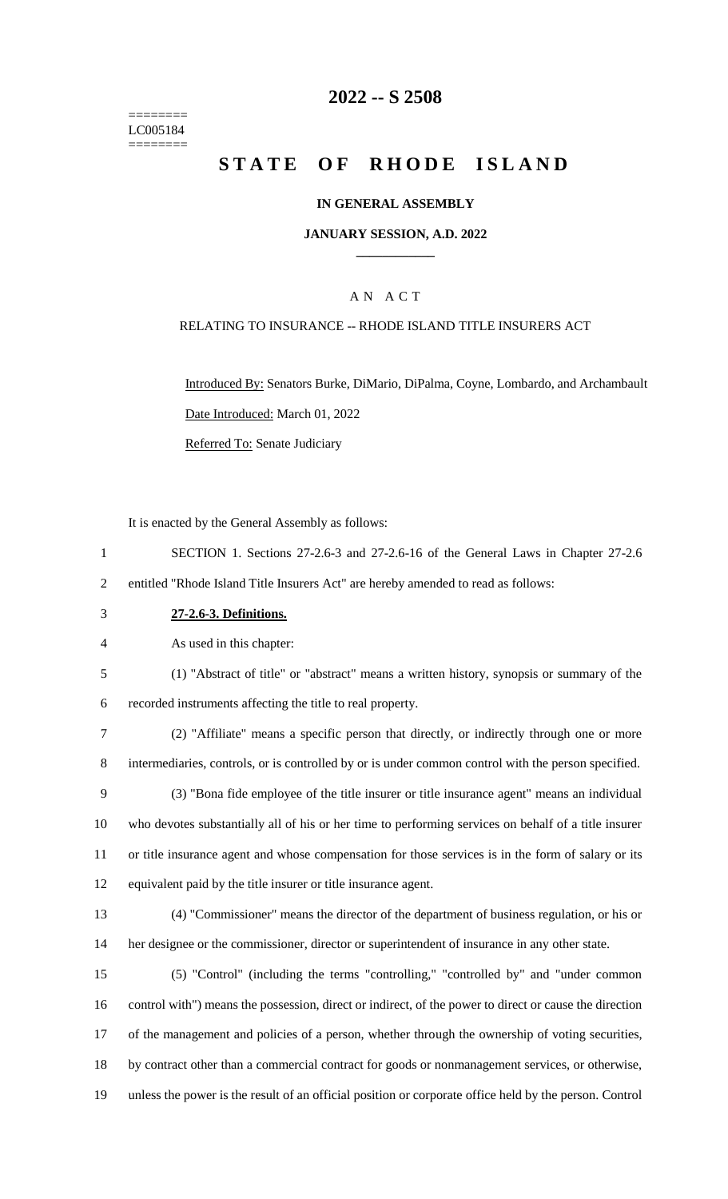========
LC005184
========

# 2022 -- S 2508

# STATE OF RHODE ISLAND

**IN GENERAL ASSEMBLY**

**JANUARY SESSION, A.D. 2022**

A N A C T

RELATING TO INSURANCE -- RHODE ISLAND TITLE INSURERS ACT

Introduced By: Senators Burke, DiMario, DiPalma, Coyne, Lombardo, and Archambault

Date Introduced: March 01, 2022

Referred To: Senate Judiciary

It is enacted by the General Assembly as follows:

1 SECTION 1. Sections 27-2.6-3 and 27-2.6-16 of the General Laws in Chapter 27-2.6
2 entitled "Rhode Island Title Insurers Act" are hereby amended to read as follows:

3 **27-2.6-3. Definitions.**

4 As used in this chapter:

5 (1) "Abstract of title" or "abstract" means a written history, synopsis or summary of the
6 recorded instruments affecting the title to real property.

7 (2) "Affiliate" means a specific person that directly, or indirectly through one or more
8 intermediaries, controls, or is controlled by or is under common control with the person specified.

9 (3) "Bona fide employee of the title insurer or title insurance agent" means an individual
10 who devotes substantially all of his or her time to performing services on behalf of a title insurer
11 or title insurance agent and whose compensation for those services is in the form of salary or its
12 equivalent paid by the title insurer or title insurance agent.

13 (4) "Commissioner" means the director of the department of business regulation, or his or
14 her designee or the commissioner, director or superintendent of insurance in any other state.

15 (5) "Control" (including the terms "controlling," "controlled by" and "under common
16 control with") means the possession, direct or indirect, of the power to direct or cause the direction
17 of the management and policies of a person, whether through the ownership of voting securities,
18 by contract other than a commercial contract for goods or nonmanagement services, or otherwise,
19 unless the power is the result of an official position or corporate office held by the person. Control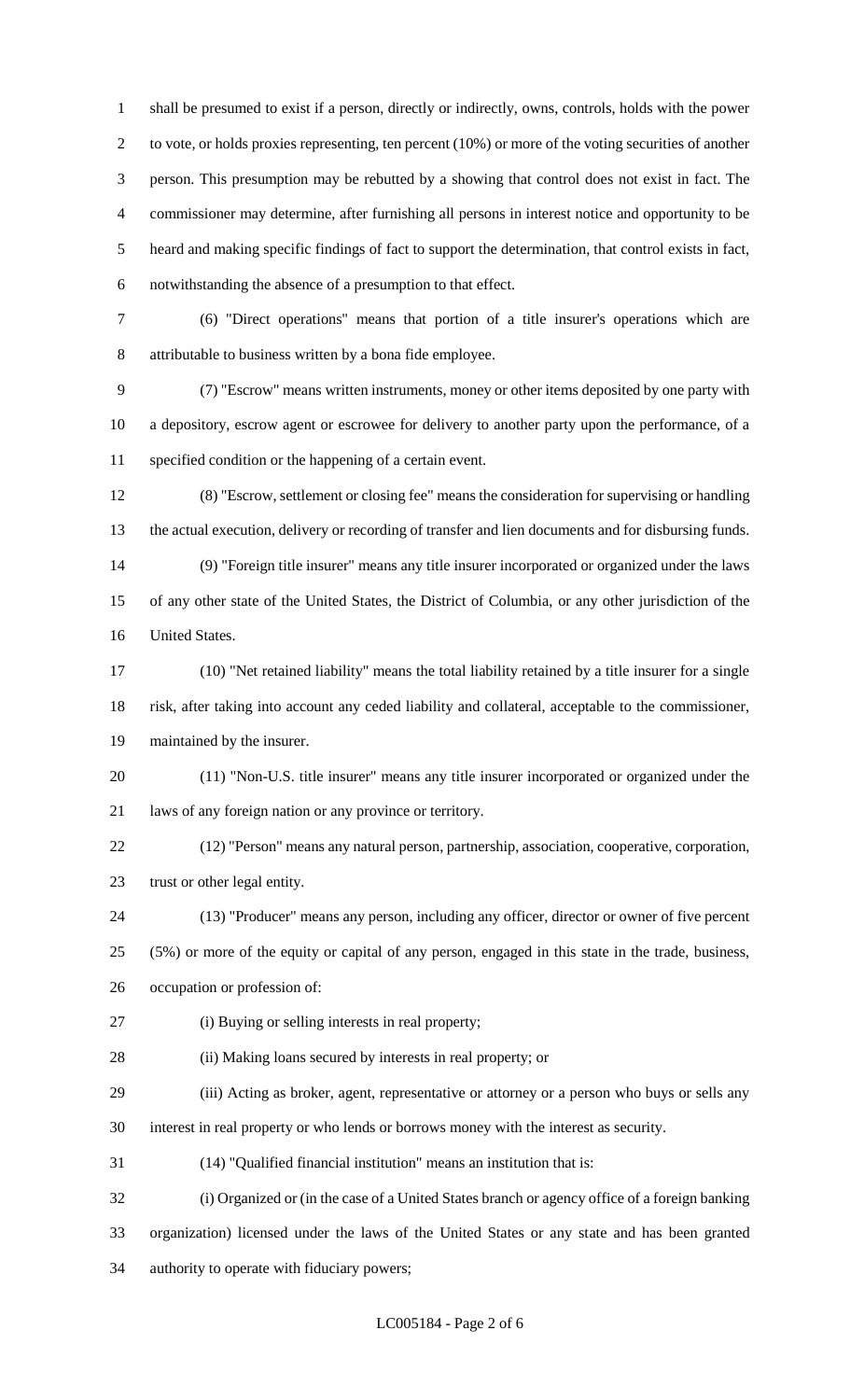shall be presumed to exist if a person, directly or indirectly, owns, controls, holds with the power to vote, or holds proxies representing, ten percent (10%) or more of the voting securities of another person. This presumption may be rebutted by a showing that control does not exist in fact. The commissioner may determine, after furnishing all persons in interest notice and opportunity to be heard and making specific findings of fact to support the determination, that control exists in fact, notwithstanding the absence of a presumption to that effect.

(6) "Direct operations" means that portion of a title insurer's operations which are attributable to business written by a bona fide employee.

(7) "Escrow" means written instruments, money or other items deposited by one party with a depository, escrow agent or escrowee for delivery to another party upon the performance, of a specified condition or the happening of a certain event.

(8) "Escrow, settlement or closing fee" means the consideration for supervising or handling the actual execution, delivery or recording of transfer and lien documents and for disbursing funds.

(9) "Foreign title insurer" means any title insurer incorporated or organized under the laws of any other state of the United States, the District of Columbia, or any other jurisdiction of the United States.

(10) "Net retained liability" means the total liability retained by a title insurer for a single risk, after taking into account any ceded liability and collateral, acceptable to the commissioner, maintained by the insurer.

(11) "Non-U.S. title insurer" means any title insurer incorporated or organized under the laws of any foreign nation or any province or territory.

(12) "Person" means any natural person, partnership, association, cooperative, corporation, trust or other legal entity.

(13) "Producer" means any person, including any officer, director or owner of five percent (5%) or more of the equity or capital of any person, engaged in this state in the trade, business, occupation or profession of:

(i) Buying or selling interests in real property;

(ii) Making loans secured by interests in real property; or

(iii) Acting as broker, agent, representative or attorney or a person who buys or sells any interest in real property or who lends or borrows money with the interest as security.

(14) "Qualified financial institution" means an institution that is:

(i) Organized or (in the case of a United States branch or agency office of a foreign banking organization) licensed under the laws of the United States or any state and has been granted authority to operate with fiduciary powers;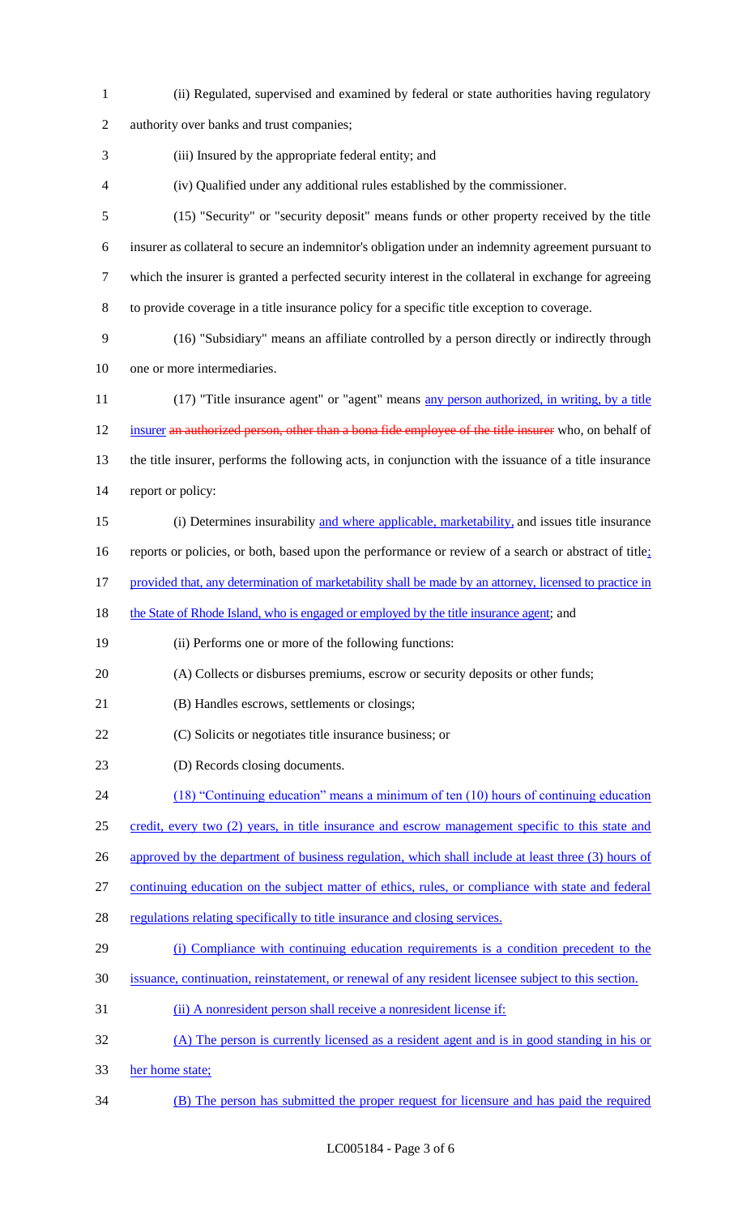(ii) Regulated, supervised and examined by federal or state authorities having regulatory authority over banks and trust companies;

(iii) Insured by the appropriate federal entity; and

(iv) Qualified under any additional rules established by the commissioner.

(15) "Security" or "security deposit" means funds or other property received by the title insurer as collateral to secure an indemnitor's obligation under an indemnity agreement pursuant to which the insurer is granted a perfected security interest in the collateral in exchange for agreeing to provide coverage in a title insurance policy for a specific title exception to coverage.

(16) "Subsidiary" means an affiliate controlled by a person directly or indirectly through one or more intermediaries.

(17) "Title insurance agent" or "agent" means any person authorized, in writing, by a title insurer ~~an authorized person, other than a bona fide employee of the title insurer~~ who, on behalf of the title insurer, performs the following acts, in conjunction with the issuance of a title insurance report or policy:

(i) Determines insurability and where applicable, marketability, and issues title insurance reports or policies, or both, based upon the performance or review of a search or abstract of title; provided that, any determination of marketability shall be made by an attorney, licensed to practice in the State of Rhode Island, who is engaged or employed by the title insurance agent; and

(ii) Performs one or more of the following functions:

(A) Collects or disburses premiums, escrow or security deposits or other funds;

(B) Handles escrows, settlements or closings;

(C) Solicits or negotiates title insurance business; or

(D) Records closing documents.

(18) "Continuing education" means a minimum of ten (10) hours of continuing education credit, every two (2) years, in title insurance and escrow management specific to this state and approved by the department of business regulation, which shall include at least three (3) hours of continuing education on the subject matter of ethics, rules, or compliance with state and federal regulations relating specifically to title insurance and closing services.

(i) Compliance with continuing education requirements is a condition precedent to the issuance, continuation, reinstatement, or renewal of any resident licensee subject to this section.

(ii) A nonresident person shall receive a nonresident license if:

(A) The person is currently licensed as a resident agent and is in good standing in his or her home state;

(B) The person has submitted the proper request for licensure and has paid the required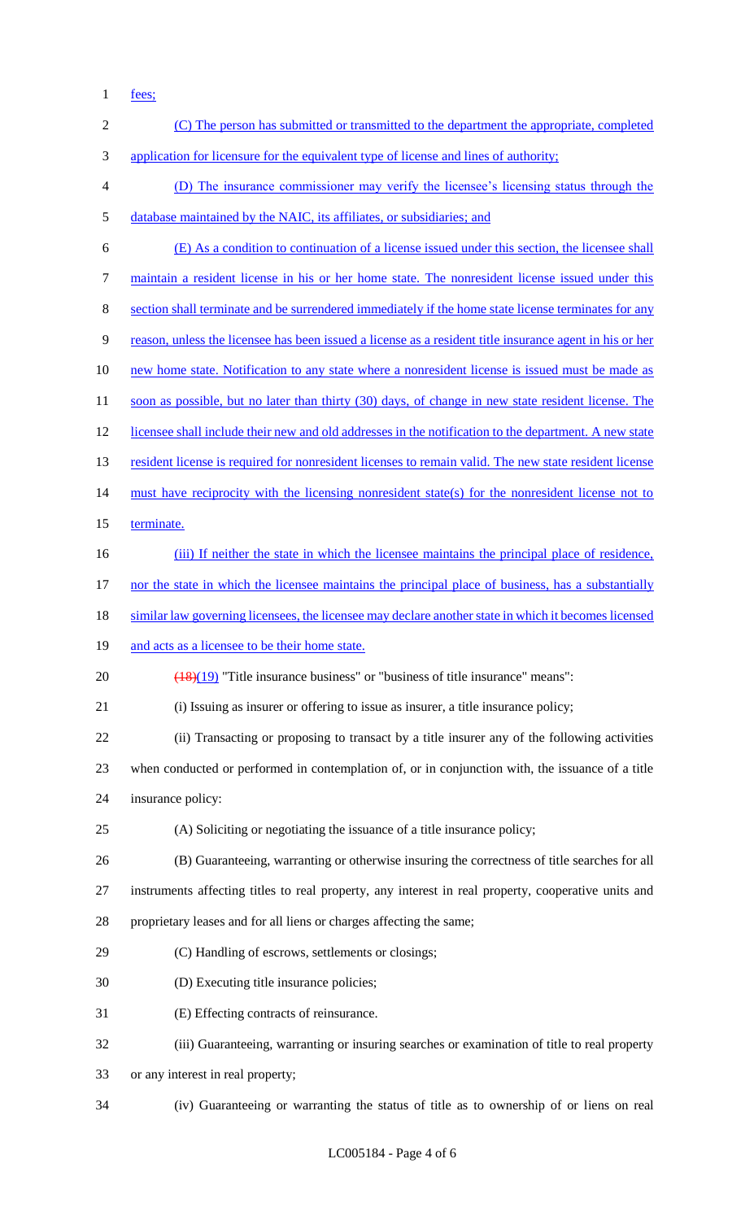fees;

(C) The person has submitted or transmitted to the department the appropriate, completed application for licensure for the equivalent type of license and lines of authority;

(D) The insurance commissioner may verify the licensee's licensing status through the database maintained by the NAIC, its affiliates, or subsidiaries; and

(E) As a condition to continuation of a license issued under this section, the licensee shall maintain a resident license in his or her home state. The nonresident license issued under this section shall terminate and be surrendered immediately if the home state license terminates for any reason, unless the licensee has been issued a license as a resident title insurance agent in his or her new home state. Notification to any state where a nonresident license is issued must be made as soon as possible, but no later than thirty (30) days, of change in new state resident license. The licensee shall include their new and old addresses in the notification to the department. A new state resident license is required for nonresident licenses to remain valid. The new state resident license must have reciprocity with the licensing nonresident state(s) for the nonresident license not to terminate.

(iii) If neither the state in which the licensee maintains the principal place of residence, nor the state in which the licensee maintains the principal place of business, has a substantially similar law governing licensees, the licensee may declare another state in which it becomes licensed and acts as a licensee to be their home state.

~~(18)~~(19) "Title insurance business" or "business of title insurance" means":

(i) Issuing as insurer or offering to issue as insurer, a title insurance policy;

(ii) Transacting or proposing to transact by a title insurer any of the following activities when conducted or performed in contemplation of, or in conjunction with, the issuance of a title insurance policy:

(A) Soliciting or negotiating the issuance of a title insurance policy;

(B) Guaranteeing, warranting or otherwise insuring the correctness of title searches for all instruments affecting titles to real property, any interest in real property, cooperative units and proprietary leases and for all liens or charges affecting the same;

(C) Handling of escrows, settlements or closings;

(D) Executing title insurance policies;

(E) Effecting contracts of reinsurance.

(iii) Guaranteeing, warranting or insuring searches or examination of title to real property or any interest in real property;

(iv) Guaranteeing or warranting the status of title as to ownership of or liens on real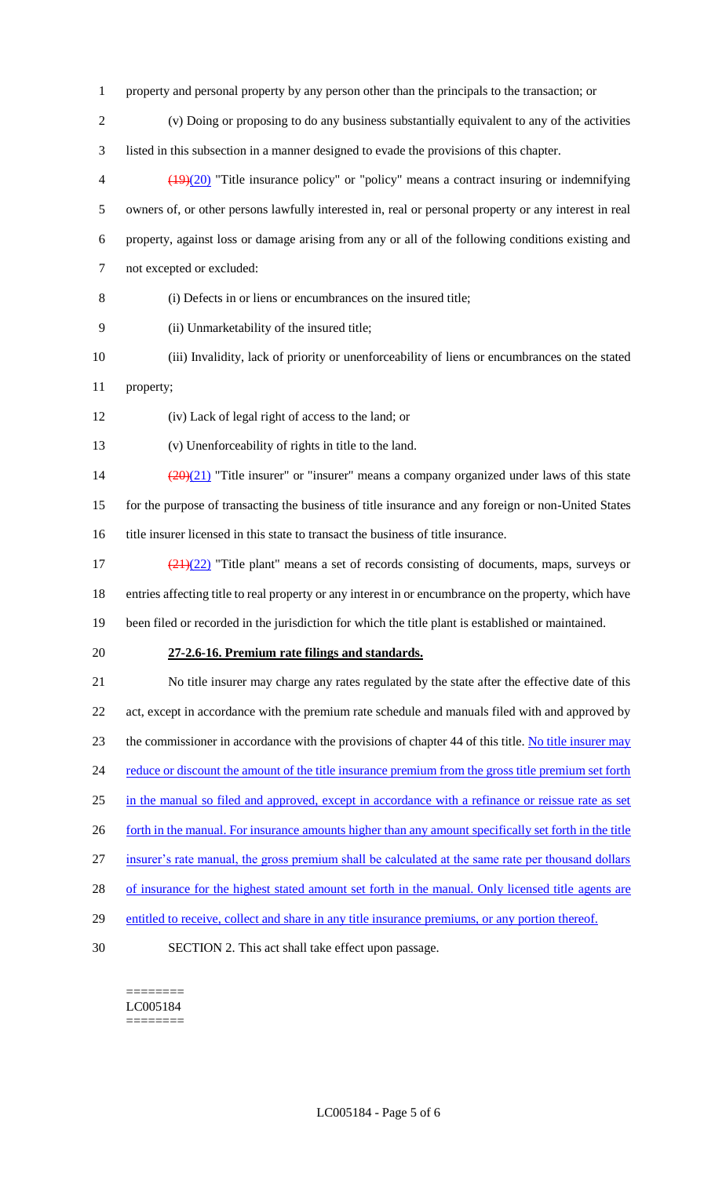property and personal property by any person other than the principals to the transaction; or

(v) Doing or proposing to do any business substantially equivalent to any of the activities listed in this subsection in a manner designed to evade the provisions of this chapter.

~~(19)~~(20) "Title insurance policy" or "policy" means a contract insuring or indemnifying owners of, or other persons lawfully interested in, real or personal property or any interest in real property, against loss or damage arising from any or all of the following conditions existing and not excepted or excluded:

(i) Defects in or liens or encumbrances on the insured title;

(ii) Unmarketability of the insured title;

(iii) Invalidity, lack of priority or unenforceability of liens or encumbrances on the stated property;

(iv) Lack of legal right of access to the land; or

(v) Unenforceability of rights in title to the land.

~~(20)~~(21) "Title insurer" or "insurer" means a company organized under laws of this state for the purpose of transacting the business of title insurance and any foreign or non-United States title insurer licensed in this state to transact the business of title insurance.

~~(21)~~(22) "Title plant" means a set of records consisting of documents, maps, surveys or entries affecting title to real property or any interest in or encumbrance on the property, which have been filed or recorded in the jurisdiction for which the title plant is established or maintained.

**27-2.6-16. Premium rate filings and standards.**

No title insurer may charge any rates regulated by the state after the effective date of this act, except in accordance with the premium rate schedule and manuals filed with and approved by the commissioner in accordance with the provisions of chapter 44 of this title. No title insurer may reduce or discount the amount of the title insurance premium from the gross title premium set forth in the manual so filed and approved, except in accordance with a refinance or reissue rate as set forth in the manual. For insurance amounts higher than any amount specifically set forth in the title insurer's rate manual, the gross premium shall be calculated at the same rate per thousand dollars of insurance for the highest stated amount set forth in the manual. Only licensed title agents are entitled to receive, collect and share in any title insurance premiums, or any portion thereof.

SECTION 2. This act shall take effect upon passage.

========
LC005184
========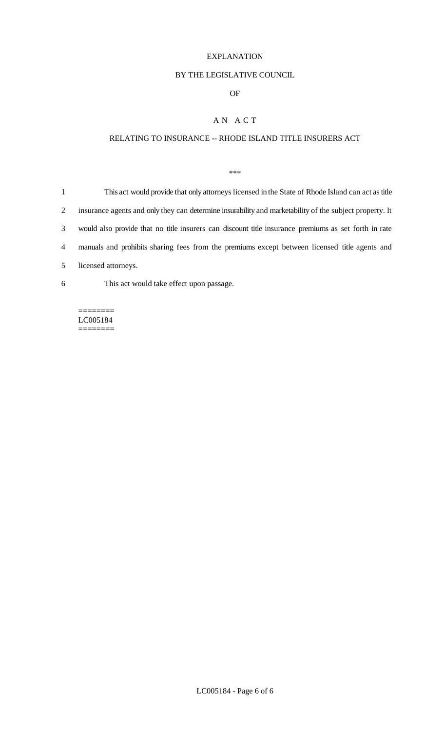EXPLANATION

BY THE LEGISLATIVE COUNCIL

OF

A N A C T

RELATING TO INSURANCE -- RHODE ISLAND TITLE INSURERS ACT

\*\*\*

This act would provide that only attorneys licensed in the State of Rhode Island can act as title insurance agents and only they can determine insurability and marketability of the subject property. It would also provide that no title insurers can discount title insurance premiums as set forth in rate manuals and prohibits sharing fees from the premiums except between licensed title agents and licensed attorneys.

This act would take effect upon passage.

========
LC005184
========